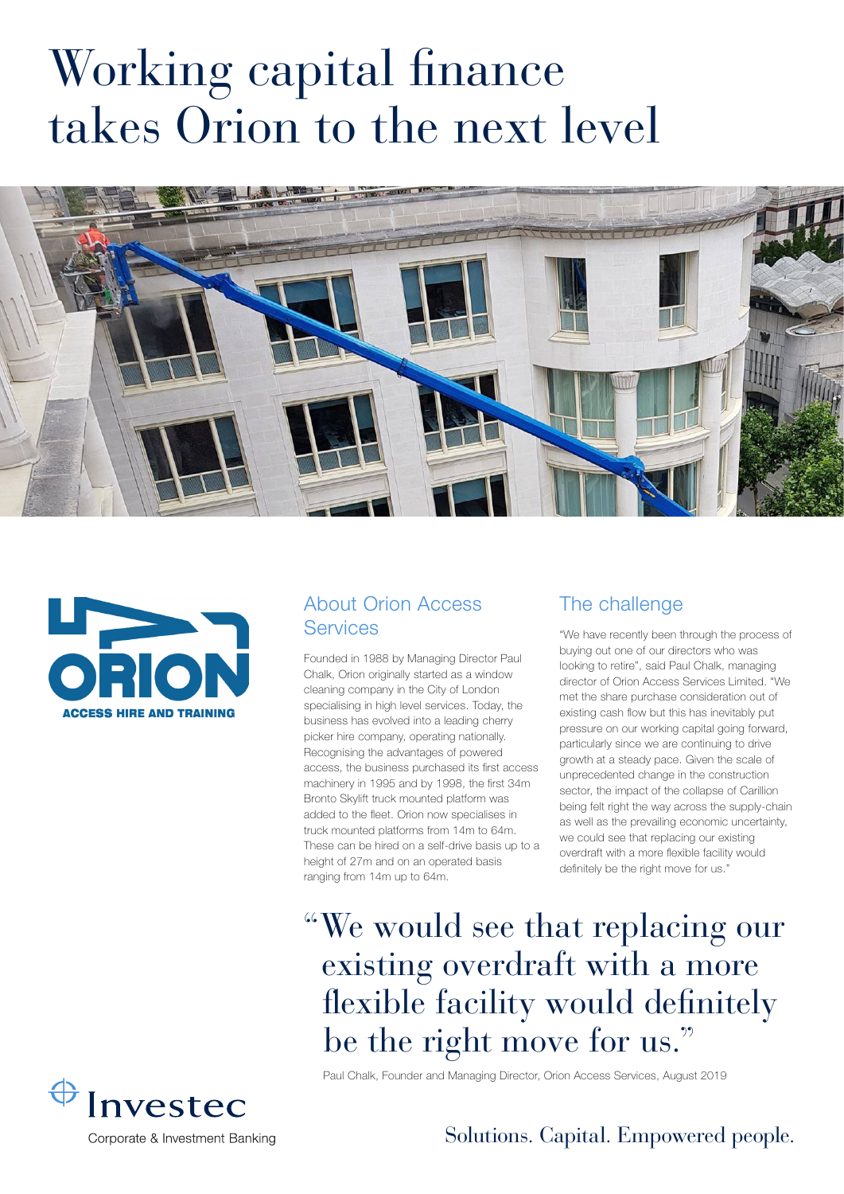# Working capital finance takes Orion to the next level

ORION
ACCESS HIRE AND TRAINING

## About Orion Access Services

Founded in 1988 by Managing Director Paul Chalk, Orion originally started as a window cleaning company in the City of London specialising in high level services. Today, the business has evolved into a leading cherry picker hire company, operating nationally. Recognising the advantages of powered access, the business purchased its first access machinery in 1995 and by 1998, the first 34m Bronto Skylift truck mounted platform was added to the fleet. Orion now specialises in truck mounted platforms from 14m to 64m. These can be hired on a self-drive basis up to a height of 27m and on an operated basis ranging from 14m up to 64m.

## The challenge

"We have recently been through the process of buying out one of our directors who was looking to retire", said Paul Chalk, managing director of Orion Access Services Limited. "We met the share purchase consideration out of existing cash flow but this has inevitably put pressure on our working capital going forward, particularly since we are continuing to drive growth at a steady pace. Given the scale of unprecedented change in the construction sector, the impact of the collapse of Carillion being felt right the way across the supply-chain as well as the prevailing economic uncertainty, we could see that replacing our existing overdraft with a more flexible facility would definitely be the right move for us."

> "We would see that replacing our existing overdraft with a more flexible facility would definitely be the right move for us."
>
> Paul Chalk, Founder and Managing Director, Orion Access Services, August 2019

Investec
Corporate & Investment Banking

Solutions. Capital. Empowered people.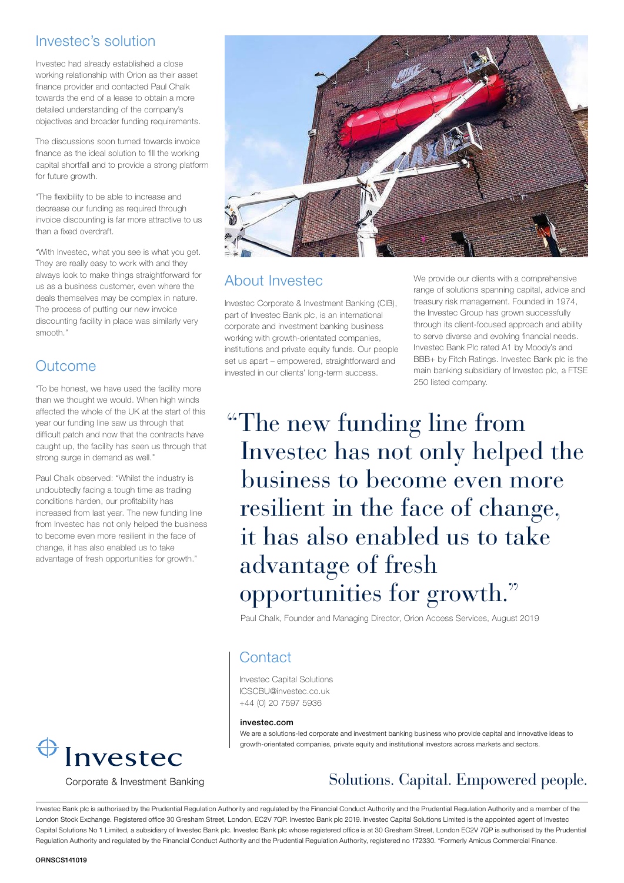## Investec's solution

Investec had already established a close working relationship with Orion as their asset finance provider and contacted Paul Chalk towards the end of a lease to obtain a more detailed understanding of the company's objectives and broader funding requirements.

The discussions soon turned towards invoice finance as the ideal solution to fill the working capital shortfall and to provide a strong platform for future growth.

"The flexibility to be able to increase and decrease our funding as required through invoice discounting is far more attractive to us than a fixed overdraft.

"With Investec, what you see is what you get. They are really easy to work with and they always look to make things straightforward for us as a business customer, even where the deals themselves may be complex in nature. The process of putting our new invoice discounting facility in place was similarly very smooth."

## Outcome

"To be honest, we have used the facility more than we thought we would. When high winds affected the whole of the UK at the start of this year our funding line saw us through that difficult patch and now that the contracts have caught up, the facility has seen us through that strong surge in demand as well."

Paul Chalk observed: "Whilst the industry is undoubtedly facing a tough time as trading conditions harden, our profitability has increased from last year. The new funding line from Investec has not only helped the business to become even more resilient in the face of change, it has also enabled us to take advantage of fresh opportunities for growth."

## About Investec

Investec Corporate & Investment Banking (CIB), part of Investec Bank plc, is an international corporate and investment banking business working with growth-orientated companies, institutions and private equity funds. Our people set us apart – empowered, straightforward and invested in our clients' long-term success.

We provide our clients with a comprehensive range of solutions spanning capital, advice and treasury risk management. Founded in 1974, the Investec Group has grown successfully through its client-focused approach and ability to serve diverse and evolving financial needs. Investec Bank Plc rated A1 by Moody's and BBB+ by Fitch Ratings. Investec Bank plc is the main banking subsidiary of Investec plc, a FTSE 250 listed company.

> "The new funding line from Investec has not only helped the business to become even more resilient in the face of change, it has also enabled us to take advantage of fresh opportunities for growth."

Paul Chalk, Founder and Managing Director, Orion Access Services, August 2019

## Contact

Investec Capital Solutions
ICSCBU@investec.co.uk
+44 (0) 20 7597 5936

**investec.com**

We are a solutions-led corporate and investment banking business who provide capital and innovative ideas to growth-orientated companies, private equity and institutional investors across markets and sectors.

Investec
Corporate & Investment Banking

Solutions. Capital. Empowered people.

Investec Bank plc is authorised by the Prudential Regulation Authority and regulated by the Financial Conduct Authority and the Prudential Regulation Authority and a member of the London Stock Exchange. Registered office 30 Gresham Street, London, EC2V 7QP. Investec Bank plc 2019. Investec Capital Solutions Limited is the appointed agent of Investec Capital Solutions No 1 Limited, a subsidiary of Investec Bank plc. Investec Bank plc whose registered office is at 30 Gresham Street, London EC2V 7QP is authorised by the Prudential Regulation Authority and regulated by the Financial Conduct Authority and the Prudential Regulation Authority, registered no 172330. *Formerly Amicus Commercial Finance.

ORNSCS141019